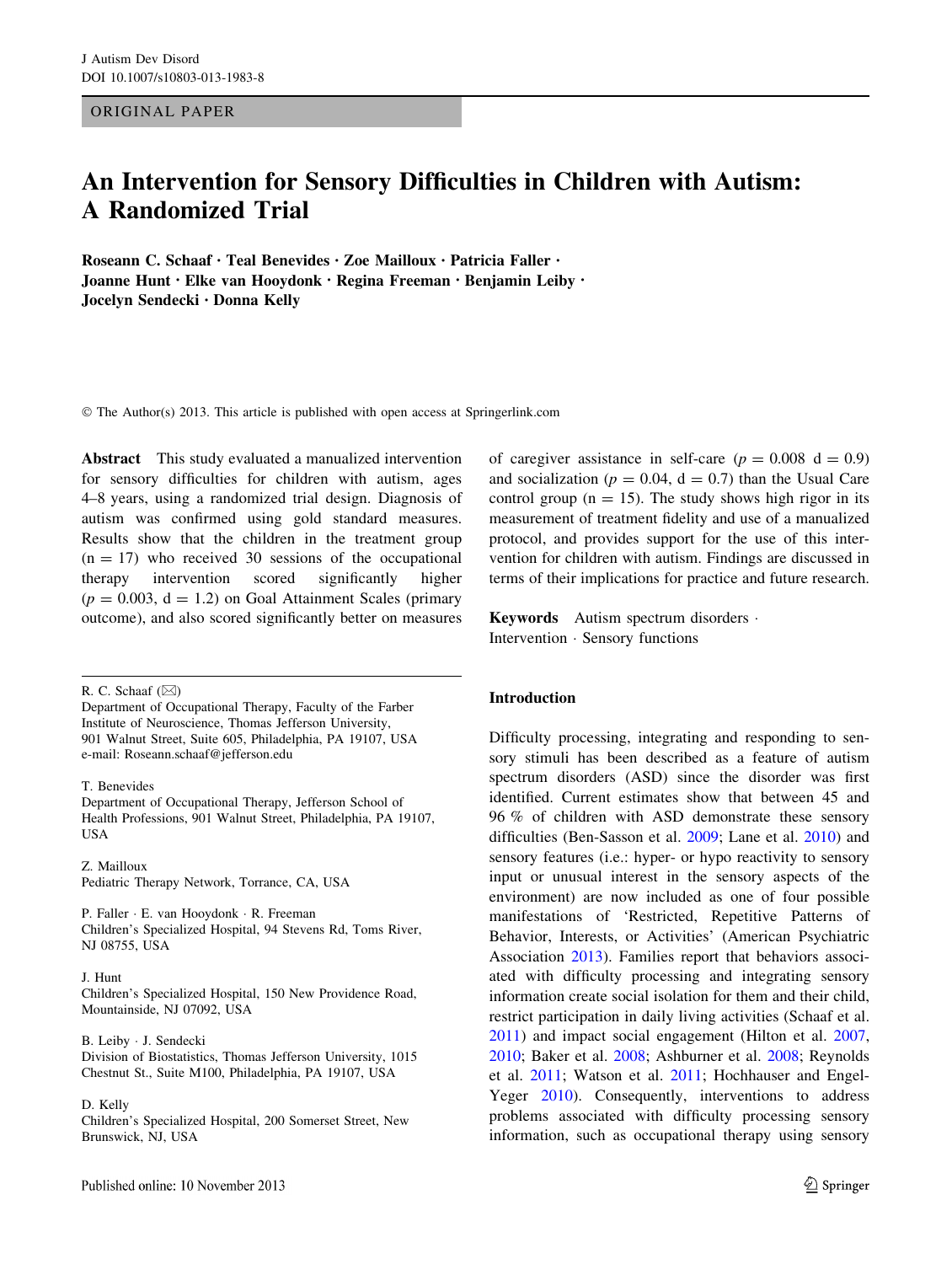ORIGINAL PAPER

# An Intervention for Sensory Difficulties in Children with Autism: A Randomized Trial

**Roseann C. Schaaf · Teal Benevides · Zoe Mailloux · Patricia Faller · Joanne Hunt · Elke van Hooydonk · Regina Freeman · Benjamin Leiby · Jocelyn Sendecki · Donna Kelly**

© The Author(s) 2013. This article is published with open access at Springerlink.com

**Abstract** This study evaluated a manualized intervention for sensory difficulties for children with autism, ages 4–8 years, using a randomized trial design. Diagnosis of autism was confirmed using gold standard measures. Results show that the children in the treatment group (n = 17) who received 30 sessions of the occupational therapy intervention scored significantly higher ($p = 0.003$, $d = 1.2$) on Goal Attainment Scales (primary outcome), and also scored significantly better on measures of caregiver assistance in self-care ($p = 0.008$ $d = 0.9$) and socialization ($p = 0.04$, $d = 0.7$) than the Usual Care control group (n = 15). The study shows high rigor in its measurement of treatment fidelity and use of a manualized protocol, and provides support for the use of this intervention for children with autism. Findings are discussed in terms of their implications for practice and future research.

**Keywords** Autism spectrum disorders · Intervention · Sensory functions

R. C. Schaaf (✉)
Department of Occupational Therapy, Faculty of the Farber Institute of Neuroscience, Thomas Jefferson University, 901 Walnut Street, Suite 605, Philadelphia, PA 19107, USA
e-mail: Roseann.schaaf@jefferson.edu

T. Benevides
Department of Occupational Therapy, Jefferson School of Health Professions, 901 Walnut Street, Philadelphia, PA 19107, USA

Z. Mailloux
Pediatric Therapy Network, Torrance, CA, USA

P. Faller · E. van Hooydonk · R. Freeman
Children's Specialized Hospital, 94 Stevens Rd, Toms River, NJ 08755, USA

J. Hunt
Children's Specialized Hospital, 150 New Providence Road, Mountainside, NJ 07092, USA

B. Leiby · J. Sendecki
Division of Biostatistics, Thomas Jefferson University, 1015 Chestnut St., Suite M100, Philadelphia, PA 19107, USA

D. Kelly
Children's Specialized Hospital, 200 Somerset Street, New Brunswick, NJ, USA

## Introduction

Difficulty processing, integrating and responding to sensory stimuli has described as a feature of autism spectrum disorders (ASD) since the disorder was first identified. Current estimates show that between 45 and 96 % of children with ASD demonstrate these sensory difficulties (Ben-Sasson et al. 2009; Lane et al. 2010) and sensory features (i.e.: hyper- or hypo reactivity to sensory input or unusual interest in the sensory aspects of the environment) are now included as one of four possible manifestations of 'Restricted, Repetitive Patterns of Behavior, Interests, or Activities' (American Psychiatric Association 2013). Families report that behaviors associated with difficulty processing and integrating sensory information create social isolation for them and their child, restrict participation in daily living activities (Schaaf et al. 2011) and impact social engagement (Hilton et al. 2007, 2010; Baker et al. 2008; Ashburner et al. 2008; Reynolds et al. 2011; Watson et al. 2011; Hochhauser and Engel-Yeger 2010). Consequently, interventions to address problems associated with difficulty processing sensory information, such as occupational therapy using sensory

Published online: 10 November 2013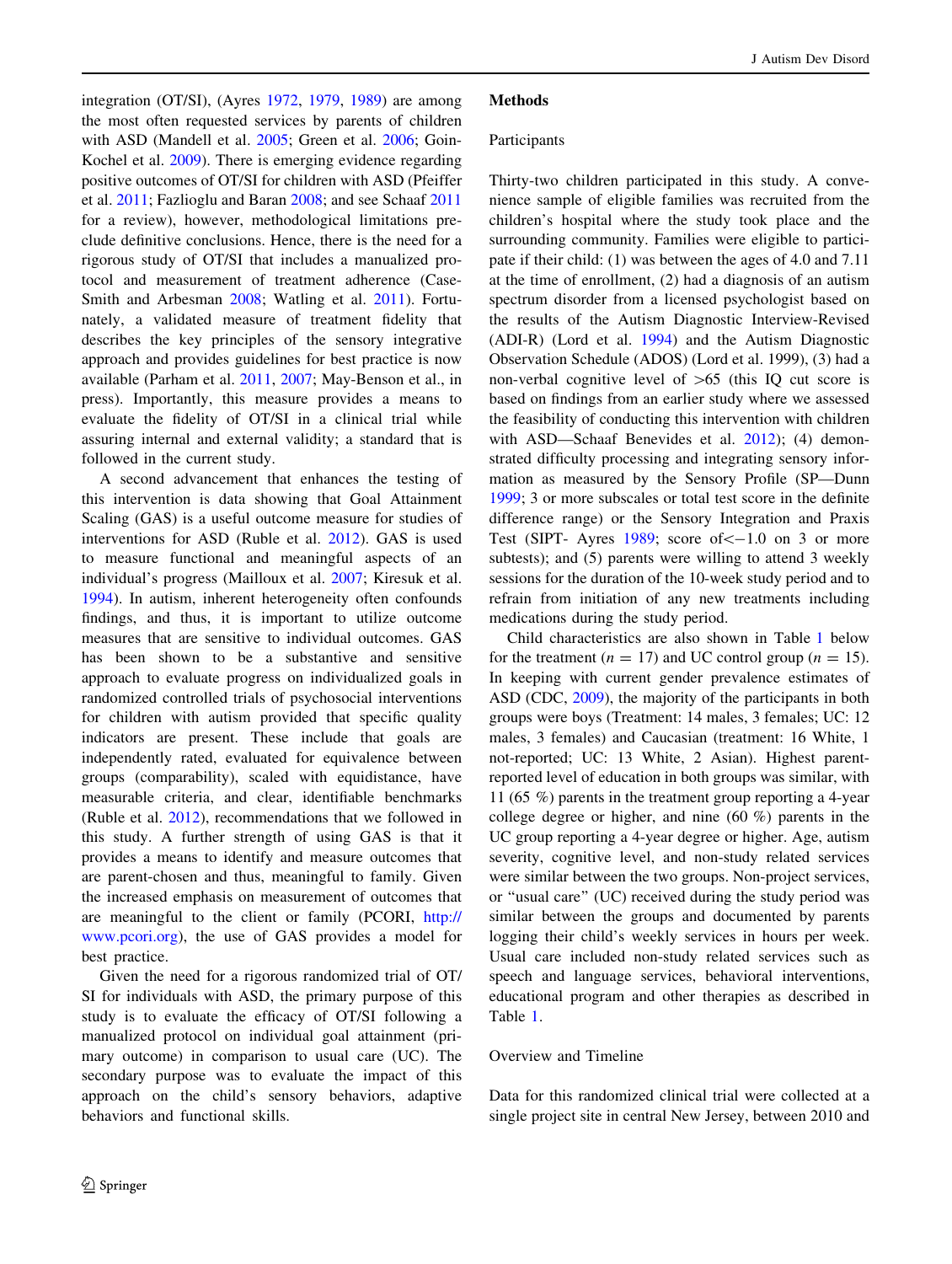integration (OT/SI), (Ayres 1972, 1979, 1989) are among the most often requested services by parents of children with ASD (Mandell et al. 2005; Green et al. 2006; Goin-Kochel et al. 2009). There is emerging evidence regarding positive outcomes of OT/SI for children with ASD (Pfeiffer et al. 2011; Fazlioglu and Baran 2008; and see Schaaf 2011 for a review), however, methodological limitations preclude definitive conclusions. Hence, there is the need for a rigorous study of OT/SI that includes a manualized protocol and measurement of treatment adherence (Case-Smith and Arbesman 2008; Watling et al. 2011). Fortunately, a validated measure of treatment fidelity that describes the key principles of the sensory integrative approach and provides guidelines for best practice is now available (Parham et al. 2011, 2007; May-Benson et al., in press). Importantly, this measure provides a means to evaluate the fidelity of OT/SI in a clinical trial while assuring internal and external validity; a standard that is followed in the current study.

A second advancement that enhances the testing of this intervention is data showing that Goal Attainment Scaling (GAS) is a useful outcome measure for studies of interventions for ASD (Ruble et al. 2012). GAS is used to measure functional and meaningful aspects of an individual's progress (Mailloux et al. 2007; Kiresuk et al. 1994). In autism, inherent heterogeneity often confounds findings, and thus, it is important to utilize outcome measures that are sensitive to individual outcomes. GAS has been shown to be a substantive and sensitive approach to evaluate progress on individualized goals in randomized controlled trials of psychosocial interventions for children with autism provided that specific quality indicators are present. These include that goals are independently rated, evaluated for equivalence between groups (comparability), scaled with equidistance, have measurable criteria, and clear, identifiable benchmarks (Ruble et al. 2012), recommendations that we followed in this study. A further strength of using GAS is that it provides a means to identify and measure outcomes that are parent-chosen and thus, meaningful to family. Given the increased emphasis on measurement of outcomes that are meaningful to the client or family (PCORI, http://www.pcori.org), the use of GAS provides a model for best practice.

Given the need for a rigorous randomized trial of OT/SI for individuals with ASD, the primary purpose of this study is to evaluate the efficacy of OT/SI following a manualized protocol on individual goal attainment (primary outcome) in comparison to usual care (UC). The secondary purpose was to evaluate the impact of this approach on the child's sensory behaviors, adaptive behaviors and functional skills.

## Methods

### Participants

Thirty-two children participated in this study. A convenience sample of eligible families was recruited from the children's hospital where the study took place and the surrounding community. Families were eligible to participate if their child: (1) was between the ages of 4.0 and 7.11 at the time of enrollment, (2) had a diagnosis of an autism spectrum disorder from a licensed psychologist based on the results of the Autism Diagnostic Interview-Revised (ADI-R) (Lord et al. 1994) and the Autism Diagnostic Observation Schedule (ADOS) (Lord et al. 1999), (3) had a non-verbal cognitive level of >65 (this IQ cut score is based on findings from an earlier study where we assessed the feasibility of conducting this intervention with children with ASD—Schaaf Benevides et al. 2012); (4) demonstrated difficulty processing and integrating sensory information as measured by the Sensory Profile (SP—Dunn 1999; 3 or more subscales or total test score in the definite difference range) or the Sensory Integration and Praxis Test (SIPT- Ayres 1989; score of $<-1.0$ on 3 or more subtests); and (5) parents were willing to attend 3 weekly sessions for the duration of the 10-week study period and to refrain from initiation of any new treatments including medications during the study period.

Child characteristics are also shown in Table 1 below for the treatment ($n = 17$) and UC control group ($n = 15$). In keeping with current gender prevalence estimates of ASD (CDC, 2009), the majority of the participants in both groups were boys (Treatment: 14 males, 3 females; UC: 12 males, 3 females) and Caucasian (treatment: 16 White, 1 not-reported; UC: 13 White, 2 Asian). Highest parent-reported level of education in both groups was similar, with 11 (65 %) parents in the treatment group reporting a 4-year college degree or higher, and nine (60 %) parents in the UC group reporting a 4-year degree or higher. Age, autism severity, cognitive level, and non-study related services were similar between the two groups. Non-project services, or "usual care" (UC) received during the study period was similar between the groups and documented by parents logging their child's weekly services in hours per week. Usual care included non-study related services such as speech and language services, behavioral interventions, educational program and other therapies as described in Table 1.

### Overview and Timeline

Data for this randomized clinical trial were collected at a single project site in central New Jersey, between 2010 and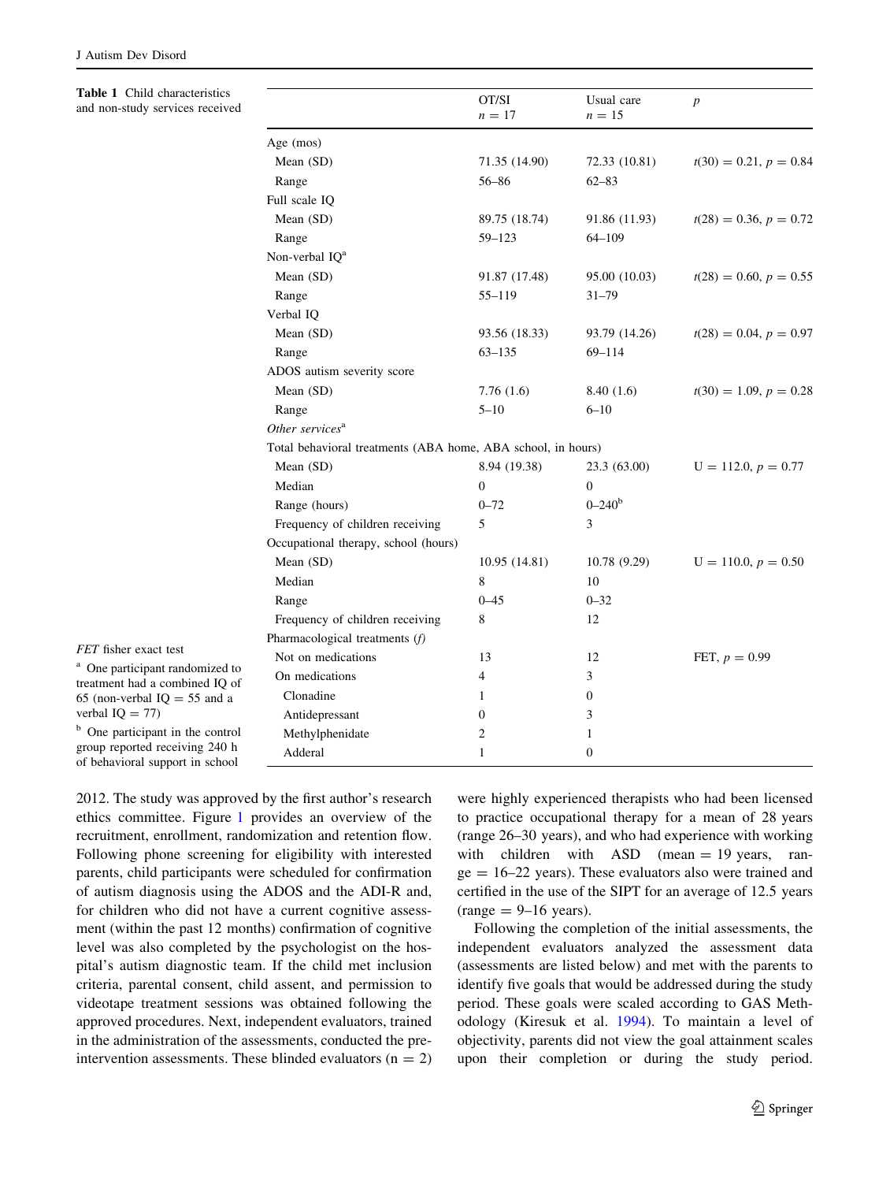**Table 1** Child characteristics and non-study services received

| | OT/SI $n = 17$ | Usual care $n = 15$ | $p$ |
|---|---|---|---|
| Age (mos) | | | |
| Mean (SD) | 71.35 (14.90) | 72.33 (10.81) | $t(30) = 0.21, p = 0.84$ |
| Range | 56–86 | 62–83 | |
| Full scale IQ | | | |
| Mean (SD) | 89.75 (18.74) | 91.86 (11.93) | $t(28) = 0.36, p = 0.72$ |
| Range | 59–123 | 64–109 | |
| Non-verbal IQ[a] | | | |
| Mean (SD) | 91.87 (17.48) | 95.00 (10.03) | $t(28) = 0.60, p = 0.55$ |
| Range | 55–119 | 31–79 | |
| Verbal IQ | | | |
| Mean (SD) | 93.56 (18.33) | 93.79 (14.26) | $t(28) = 0.04, p = 0.97$ |
| Range | 63–135 | 69–114 | |
| ADOS autism severity score | | | |
| Mean (SD) | 7.76 (1.6) | 8.40 (1.6) | $t(30) = 1.09, p = 0.28$ |
| Range | 5–10 | 6–10 | |
| *Other services*[a] | | | |
| Total behavioral treatments (ABA home, ABA school, in hours) | | | |
| Mean (SD) | 8.94 (19.38) | 23.3 (63.00) | $U = 112.0, p = 0.77$ |
| Median | 0 | 0 | |
| Range (hours) | 0–72 | 0–240[b] | |
| Frequency of children receiving | 5 | 3 | |
| Occupational therapy, school (hours) | | | |
| Mean (SD) | 10.95 (14.81) | 10.78 (9.29) | $U = 110.0, p = 0.50$ |
| Median | 8 | 10 | |
| Range | 0–45 | 0–32 | |
| Frequency of children receiving | 8 | 12 | |
| Pharmacological treatments (*f*) | | | |
| Not on medications | 13 | 12 | FET, $p = 0.99$ |
| On medications | 4 | 3 | |
| Clonadine | 1 | 0 | |
| Antidepressant | 0 | 3 | |
| Methylphenidate | 2 | 1 | |
| Adderal | 1 | 0 | |

*FET* fisher exact test

[a] One participant randomized to treatment had a combined IQ of 65 (non-verbal IQ = 55 and a verbal IQ = 77)

[b] One participant in the control group reported receiving 240 h of behavioral support in school

2012. The study was approved by the first author's research ethics committee. Figure 1 provides an overview of the recruitment, enrollment, randomization and retention flow. Following phone screening for eligibility with interested parents, child participants were scheduled for confirmation of autism diagnosis using the ADOS and the ADI-R and, for children who did not have a current cognitive assessment (within the past 12 months) confirmation of cognitive level was also completed by the psychologist on the hospital's autism diagnostic team. If the child met inclusion criteria, parental consent, child assent, and permission to videotape treatment sessions was obtained following the approved procedures. Next, independent evaluators, trained in the administration of the assessments, conducted the pre-intervention assessments. These blinded evaluators (n = 2) were highly experienced therapists who had been licensed to practice occupational therapy for a mean of 28 years (range 26–30 years), and who had experience with working with children with ASD (mean = 19 years, range = 16–22 years). These evaluators also were trained and certified in the use of the SIPT for an average of 12.5 years (range = 9–16 years).

Following the completion of the initial assessments, the independent evaluators analyzed the assessment data (assessments are listed below) and met with the parents to identify five goals that would be addressed during the study period. These goals were scaled according to GAS Methodology (Kiresuk et al. 1994). To maintain a level of objectivity, parents did not view the goal attainment scales upon their completion or during the study period.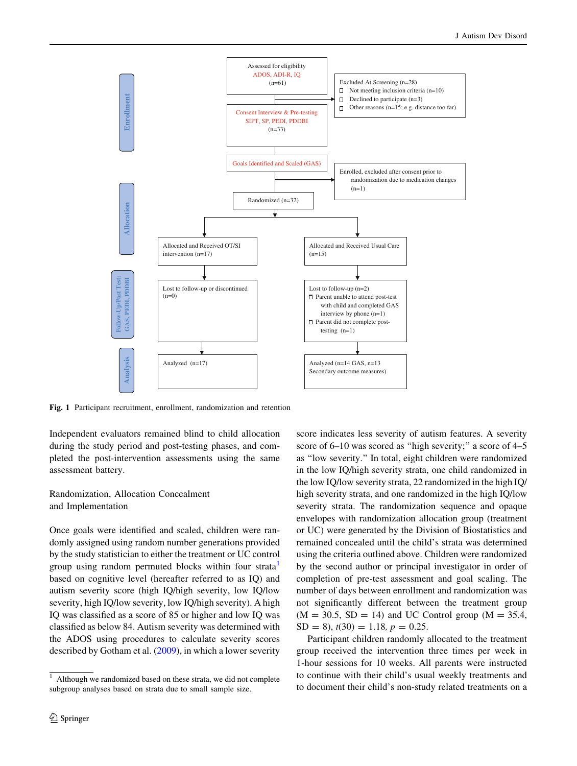Enrollment

Assessed for eligibility
ADOS, ADI-R, IQ
(n=61)

Excluded At Screening (n=28)
- Not meeting inclusion criteria (n=10)
- Declined to participate (n=3)
- Other reasons (n=15; e.g. distance too far)

Consent Interview & Pre-testing
SIPT, SP, PEDI, PDDBI
(n=33)

Goals Identified and Scaled (GAS)

Enrolled, excluded after consent prior to randomization due to medication changes (n=1)

Allocation

Randomized (n=32)

Allocated and Received OT/SI intervention (n=17)

Allocated and Received Usual Care (n=15)

Follow-Up/Post Test: GAS, PEDI, PDDBI

Lost to follow-up or discontinued (n=0)

Lost to follow-up (n=2)
- Parent unable to attend post-test with child and completed GAS interview by phone (n=1)
- Parent did not complete post-testing (n=1)

Analysis

Analyzed (n=17)

Analyzed (n=14 GAS, n=13 Secondary outcome measures)

**Fig. 1** Participant recruitment, enrollment, randomization and retention

Independent evaluators remained blind to child allocation during the study period and post-testing phases, and completed the post-intervention assessments using the same assessment battery.

## Randomization, Allocation Concealment and Implementation

Once goals were identified and scaled, children were randomly assigned using random number generations provided by the study statistician to either the treatment or UC control group using random permuted blocks within four strata[1] based on cognitive level (hereafter referred to as IQ) and autism severity score (high IQ/high severity, low IQ/low severity, high IQ/low severity, low IQ/high severity). A high IQ was classified as a score of 85 or higher and low IQ was classified as below 84. Autism severity was determined with the ADOS using procedures to calculate severity scores described by Gotham et al. (2009), in which a lower severity score indicates less severity of autism features. A severity score of 6–10 was scored as "high severity;" a score of 4–5 as "low severity." In total, eight children were randomized in the low IQ/high severity strata, one child randomized in the low IQ/low severity strata, 22 randomized in the high IQ/high severity strata, and one randomized in the high IQ/low severity strata. The randomization sequence and opaque envelopes with randomization allocation group (treatment or UC) were generated by the Division of Biostatistics and remained concealed until the child's strata was determined using the criteria outlined above. Children were randomized by the second author or principal investigator in order of completion of pre-test assessment and goal scaling. The number of days between enrollment and randomization was not significantly different between the treatment group ($M = 30.5$, $SD = 14$) and UC Control group ($M = 35.4$, $SD = 8$), $t(30) = 1.18$, $p = 0.25$.

Participant children randomly allocated to the treatment group received the intervention three times per week in 1-hour sessions for 10 weeks. All parents were instructed to continue with their child's usual weekly treatments and to document their child's non-study related treatments on a

[1] Although we randomized based on these strata, we did not complete subgroup analyses based on strata due to small sample size.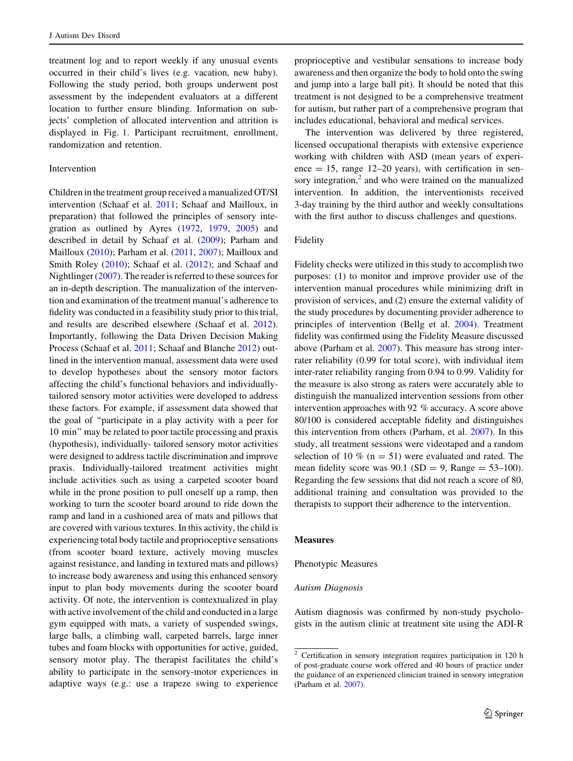treatment log and to report weekly if any unusual events occurred in their child's lives (e.g. vacation, new baby). Following the study period, both groups underwent post assessment by the independent evaluators at a different location to further ensure blinding. Information on subjects' completion of allocated intervention and attrition is displayed in Fig. 1. Participant recruitment, enrollment, randomization and retention.

### Intervention

Children in the treatment group received a manualized OT/SI intervention (Schaaf et al. 2011; Schaaf and Mailloux, in preparation) that followed the principles of sensory integration as outlined by Ayres (1972, 1979, 2005) and described in detail by Schaaf et al. (2009); Parham and Mailloux (2010); Parham et al. (2011, 2007); Mailloux and Smith Roley (2010); Schaaf et al. (2012); and Schaaf and Nightlinger (2007). The reader is referred to these sources for an in-depth description. The manualization of the intervention and examination of the treatment manual's adherence to fidelity was conducted in a feasibility study prior to this trial, and results are described elsewhere (Schaaf et al. 2012). Importantly, following the Data Driven Decision Making Process (Schaaf et al. 2011; Schaaf and Blanche 2012) outlined in the intervention manual, assessment data were used to develop hypotheses about the sensory motor factors affecting the child's functional behaviors and individually-tailored sensory motor activities were developed to address these factors. For example, if assessment data showed that the goal of "participate in a play activity with a peer for 10 min" may be related to poor tactile processing and praxis (hypothesis), individually- tailored sensory motor activities were designed to address tactile discrimination and improve praxis. Individually-tailored treatment activities might include activities such as using a carpeted scooter board while in the prone position to pull oneself up a ramp, then working to turn the scooter board around to ride down the ramp and land in a cushioned area of mats and pillows that are covered with various textures. In this activity, the child is experiencing total body tactile and proprioceptive sensations (from scooter board texture, actively moving muscles against resistance, and landing in textured mats and pillows) to increase body awareness and using this enhanced sensory input to plan body movements during the scooter board activity. Of note, the intervention is contextualized in play with active involvement of the child and conducted in a large gym equipped with mats, a variety of suspended swings, large balls, a climbing wall, carpeted barrels, large inner tubes and foam blocks with opportunities for active, guided, sensory motor play. The therapist facilitates the child's ability to participate in the sensory-motor experiences in adaptive ways (e.g.: use a trapeze swing to experience proprioceptive and vestibular sensations to increase body awareness and then organize the body to hold onto the swing and jump into a large ball pit). It should be noted that this treatment is not designed to be a comprehensive treatment for autism, but rather part of a comprehensive program that includes educational, behavioral and medical services.

The intervention was delivered by three registered, licensed occupational therapists with extensive experience working with children with ASD (mean years of experience = 15, range 12–20 years), with certification in sensory integration,[2] and who were trained on the manualized intervention. In addition, the interventionists received 3-day training by the third author and weekly consultations with the first author to discuss challenges and questions.

### Fidelity

Fidelity checks were utilized in this study to accomplish two purposes: (1) to monitor and improve provider use of the intervention manual procedures while minimizing drift in provision of services, and (2) ensure the external validity of the study procedures by documenting provider adherence to principles of intervention (Bellg et al. 2004). Treatment fidelity was confirmed using the Fidelity Measure discussed above (Parham et al. 2007). This measure has strong inter-rater reliability (0.99 for total score), with individual item inter-rater reliability ranging from 0.94 to 0.99. Validity for the measure is also strong as raters were accurately able to distinguish the manualized intervention sessions from other intervention approaches with 92 % accuracy. A score above 80/100 is considered acceptable fidelity and distinguishes this intervention from others (Parham, et al. 2007). In this study, all treatment sessions were videotaped and a random selection of 10 % (n = 51) were evaluated and rated. The mean fidelity score was 90.1 (SD = 9, Range = 53–100). Regarding the few sessions that did not reach a score of 80, additional training and consultation was provided to the therapists to support their adherence to the intervention.

## Measures

### Phenotypic Measures

#### *Autism Diagnosis*

Autism diagnosis was confirmed by non-study psychologists in the autism clinic at treatment site using the ADI-R

[2] Certification in sensory integration requires participation in 120 h of post-graduate course work offered and 40 hours of practice under the guidance of an experienced clinician trained in sensory integration (Parham et al. 2007).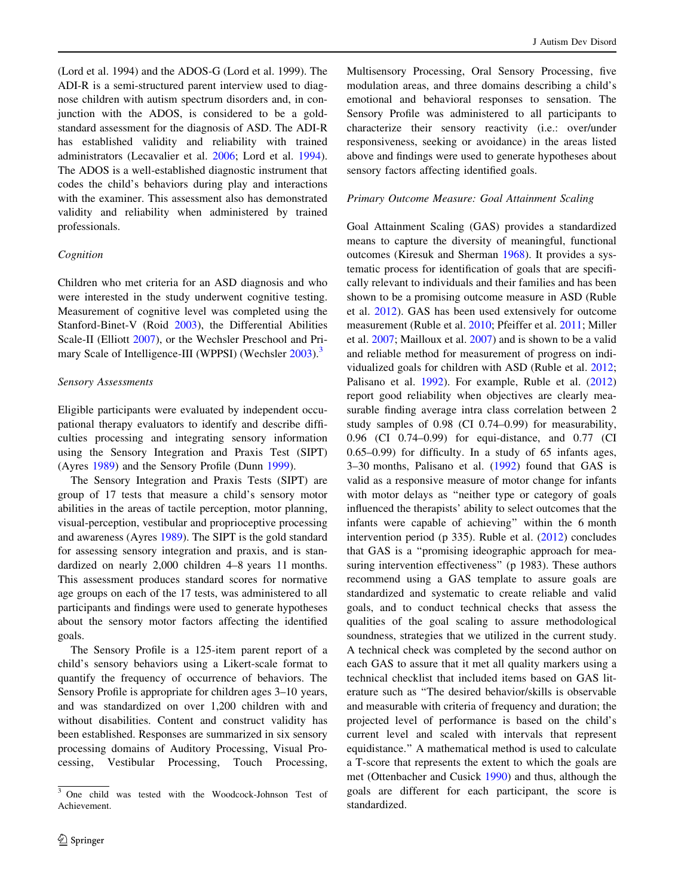(Lord et al. 1994) and the ADOS-G (Lord et al. 1999). The ADI-R is a semi-structured parent interview used to diagnose children with autism spectrum disorders and, in conjunction with the ADOS, is considered to be a gold-standard assessment for the diagnosis of ASD. The ADI-R has established validity and reliability with trained administrators (Lecavalier et al. 2006; Lord et al. 1994). The ADOS is a well-established diagnostic instrument that codes the child's behaviors during play and interactions with the examiner. This assessment also has demonstrated validity and reliability when administered by trained professionals.

### *Cognition*

Children who met criteria for an ASD diagnosis and who were interested in the study underwent cognitive testing. Measurement of cognitive level was completed using the Stanford-Binet-V (Roid 2003), the Differential Abilities Scale-II (Elliott 2007), or the Wechsler Preschool and Primary Scale of Intelligence-III (WPPSI) (Wechsler 2003).[3]

### *Sensory Assessments*

Eligible participants were evaluated by independent occupational therapy evaluators to identify and describe difficulties processing and integrating sensory information using the Sensory Integration and Praxis Test (SIPT) (Ayres 1989) and the Sensory Profile (Dunn 1999).

The Sensory Integration and Praxis Tests (SIPT) are group of 17 tests that measure a child's sensory motor abilities in the areas of tactile perception, motor planning, visual-perception, vestibular and proprioceptive processing and awareness (Ayres 1989). The SIPT is the gold standard for assessing sensory integration and praxis, and is standardized on nearly 2,000 children 4–8 years 11 months. This assessment produces standard scores for normative age groups on each of the 17 tests, was administered to all participants and findings were used to generate hypotheses about the sensory motor factors affecting the identified goals.

The Sensory Profile is a 125-item parent report of a child's sensory behaviors using a Likert-scale format to quantify the frequency of occurrence of behaviors. The Sensory Profile is appropriate for children ages 3–10 years, and was standardized on over 1,200 children with and without disabilities. Content and construct validity has been established. Responses are summarized in six sensory processing domains of Auditory Processing, Visual Processing, Vestibular Processing, Touch Processing, Multisensory Processing, Oral Sensory Processing, five modulation areas, and three domains describing a child's emotional and behavioral responses to sensation. The Sensory Profile was administered to all participants to characterize their sensory reactivity (i.e.: over/under responsiveness, seeking or avoidance) in the areas listed above and findings were used to generate hypotheses about sensory factors affecting identified goals.

### *Primary Outcome Measure: Goal Attainment Scaling*

Goal Attainment Scaling (GAS) provides a standardized means to capture the diversity of meaningful, functional outcomes (Kiresuk and Sherman 1968). It provides a systematic process for identification of goals that are specifically relevant to individuals and their families and has been shown to be a promising outcome measure in ASD (Ruble et al. 2012). GAS has been used extensively for outcome measurement (Ruble et al. 2010; Pfeiffer et al. 2011; Miller et al. 2007; Mailloux et al. 2007) and is shown to be a valid and reliable method for measurement of progress on individualized goals for children with ASD (Ruble et al. 2012; Palisano et al. 1992). For example, Ruble et al. (2012) report good reliability when objectives are clearly measurable finding average intra class correlation between 2 study samples of 0.98 (CI 0.74–0.99) for measurability, 0.96 (CI 0.74–0.99) for equi-distance, and 0.77 (CI 0.65–0.99) for difficulty. In a study of 65 infants ages, 3–30 months, Palisano et al. (1992) found that GAS is valid as a responsive measure of motor change for infants with motor delays as "neither type or category of goals influenced the therapists' ability to select outcomes that the infants were capable of achieving" within the 6 month intervention period (p 335). Ruble et al. (2012) concludes that GAS is a "promising ideographic approach for measuring intervention effectiveness" (p 1983). These authors recommend using a GAS template to assure goals are standardized and systematic to create reliable and valid goals, and to conduct technical checks that assess the qualities of the goal scaling to assure methodological soundness, strategies that we utilized in the current study. A technical check was completed by the second author on each GAS to assure that it met all quality markers using a technical checklist that included items based on GAS literature such as "The desired behavior/skills is observable and measurable with criteria of frequency and duration; the projected level of performance is based on the child's current level and scaled with intervals that represent equidistance." A mathematical method is used to calculate a T-score that represents the extent to which the goals are met (Ottenbacher and Cusick 1990) and thus, although the goals are different for each participant, the score is standardized.

---

[3] One child was tested with the Woodcock-Johnson Test of Achievement.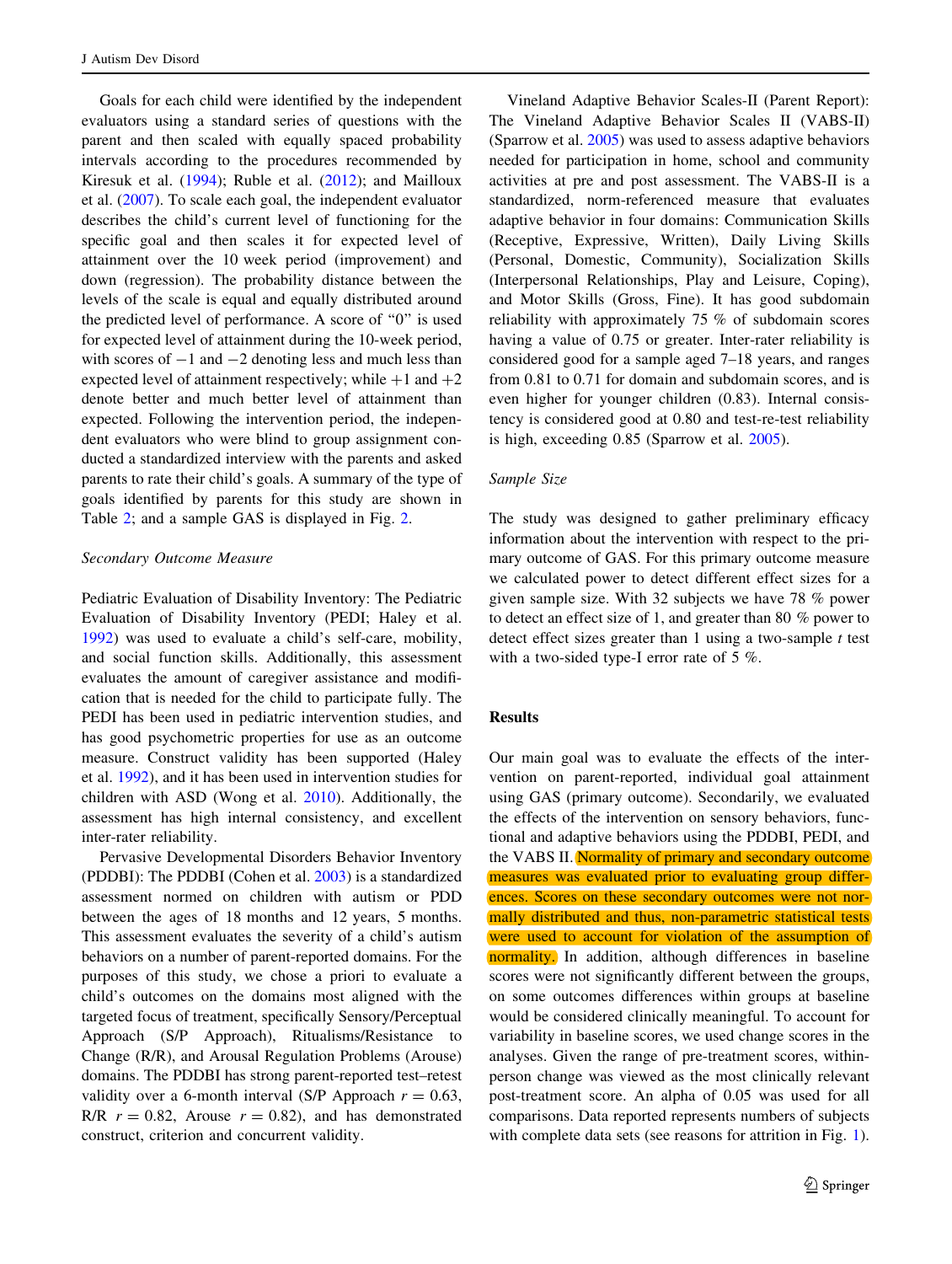Goals for each child were identified by the independent evaluators using a standard series of questions with the parent and then scaled with equally spaced probability intervals according to the procedures recommended by Kiresuk et al. (1994); Ruble et al. (2012); and Mailloux et al. (2007). To scale each goal, the independent evaluator describes the child's current level of functioning for the specific goal and then scales it for expected level of attainment over the 10 week period (improvement) and down (regression). The probability distance between the levels of the scale is equal and equally distributed around the predicted level of performance. A score of "0" is used for expected level of attainment during the 10-week period, with scores of −1 and −2 denoting less and much less than expected level of attainment respectively; while +1 and +2 denote better and much better level of attainment than expected. Following the intervention period, the independent evaluators who were blind to group assignment conducted a standardized interview with the parents and asked parents to rate their child's goals. A summary of the type of goals identified by parents for this study are shown in Table 2; and a sample GAS is displayed in Fig. 2.

*Secondary Outcome Measure*

Pediatric Evaluation of Disability Inventory: The Pediatric Evaluation of Disability Inventory (PEDI; Haley et al. 1992) was used to evaluate a child's self-care, mobility, and social function skills. Additionally, this assessment evaluates the amount of caregiver assistance and modification that is needed for the child to participate fully. The PEDI has been used in pediatric intervention studies, and has good psychometric properties for use as an outcome measure. Construct validity has been supported (Haley et al. 1992), and it has been used in intervention studies for children with ASD (Wong et al. 2010). Additionally, the assessment has high internal consistency, and excellent inter-rater reliability.

Pervasive Developmental Disorders Behavior Inventory (PDDBI): The PDDBI (Cohen et al. 2003) is a standardized assessment normed on children with autism or PDD between the ages of 18 months and 12 years, 5 months. This assessment evaluates the severity of a child's autism behaviors on a number of parent-reported domains. For the purposes of this study, we chose a priori to evaluate a child's outcomes on the domains most aligned with the targeted focus of treatment, specifically Sensory/Perceptual Approach (S/P Approach), Ritualisms/Resistance to Change (R/R), and Arousal Regulation Problems (Arouse) domains. The PDDBI has strong parent-reported test–retest validity over a 6-month interval (S/P Approach $r = 0.63$, R/R $r = 0.82$, Arouse $r = 0.82$), and has demonstrated construct, criterion and concurrent validity.

Vineland Adaptive Behavior Scales-II (Parent Report): The Vineland Adaptive Behavior Scales II (VABS-II) (Sparrow et al. 2005) was used to assess adaptive behaviors needed for participation in home, school and community activities at pre and post assessment. The VABS-II is a standardized, norm-referenced measure that evaluates adaptive behavior in four domains: Communication Skills (Receptive, Expressive, Written), Daily Living Skills (Personal, Domestic, Community), Socialization Skills (Interpersonal Relationships, Play and Leisure, Coping), and Motor Skills (Gross, Fine). It has good subdomain reliability with approximately 75 % of subdomain scores having a value of 0.75 or greater. Inter-rater reliability is considered good for a sample aged 7–18 years, and ranges from 0.81 to 0.71 for domain and subdomain scores, and is even higher for younger children (0.83). Internal consistency is considered good at 0.80 and test-re-test reliability is high, exceeding 0.85 (Sparrow et al. 2005).

*Sample Size*

The study was designed to gather preliminary efficacy information about the intervention with respect to the primary outcome of GAS. For this primary outcome measure we calculated power to detect different effect sizes for a given sample size. With 32 subjects we have 78 % power to detect an effect size of 1, and greater than 80 % power to detect effect sizes greater than 1 using a two-sample *t* test with a two-sided type-I error rate of 5 %.

## Results

Our main goal was to evaluate the effects of the intervention on parent-reported, individual goal attainment using GAS (primary outcome). Secondarily, we evaluated the effects of the intervention on sensory behaviors, functional and adaptive behaviors using the PDDBI, PEDI, and the VABS II. Normality of primary and secondary outcome measures was evaluated prior to evaluating group differences. Scores on these secondary outcomes were not normally distributed and thus, non-parametric statistical tests were used to account for violation of the assumption of normality. In addition, although differences in baseline scores were not significantly different between the groups, on some outcomes differences within groups at baseline would be considered clinically meaningful. To account for variability in baseline scores, we used change scores in the analyses. Given the range of pre-treatment scores, within-person change was viewed as the most clinically relevant post-treatment score. An alpha of 0.05 was used for all comparisons. Data reported represents numbers of subjects with complete data sets (see reasons for attrition in Fig. 1).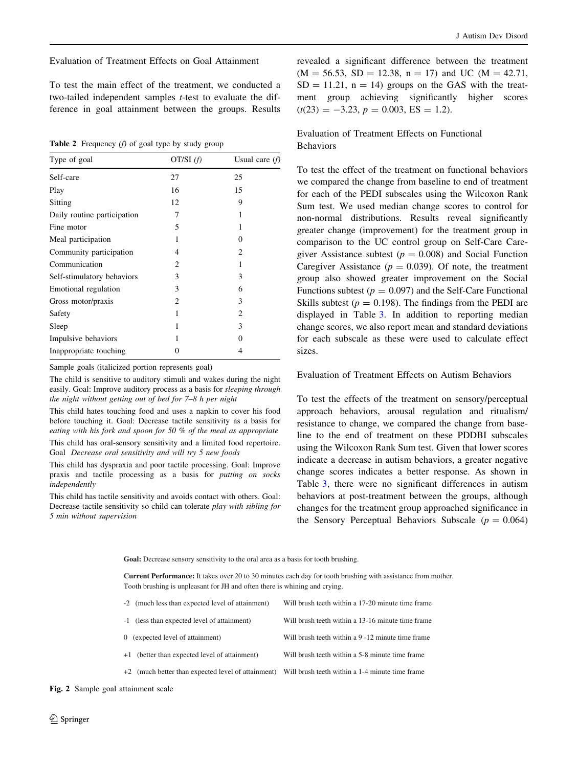## Evaluation of Treatment Effects on Goal Attainment

To test the main effect of the treatment, we conducted a two-tailed independent samples *t*-test to evaluate the difference in goal attainment between the groups. Results revealed a significant difference between the treatment ($M = 56.53$, $SD = 12.38$, $n = 17$) and UC ($M = 42.71$, $SD = 11.21$, $n = 14$) groups on the GAS with the treatment group achieving significantly higher scores ($t(23) = -3.23$, $p = 0.003$, ES = 1.2).

**Table 2** Frequency *(f)* of goal type by study group

| Type of goal | OT/SI *(f)* | Usual care *(f)* |
|---|---|---|
| Self-care | 27 | 25 |
| Play | 16 | 15 |
| Sitting | 12 | 9 |
| Daily routine participation | 7 | 1 |
| Fine motor | 5 | 1 |
| Meal participation | 1 | 0 |
| Community participation | 4 | 2 |
| Communication | 2 | 1 |
| Self-stimulatory behaviors | 3 | 3 |
| Emotional regulation | 3 | 6 |
| Gross motor/praxis | 2 | 3 |
| Safety | 1 | 2 |
| Sleep | 1 | 3 |
| Impulsive behaviors | 1 | 0 |
| Inappropriate touching | 0 | 4 |

Sample goals (italicized portion represents goal)

The child is sensitive to auditory stimuli and wakes during the night easily. Goal: Improve auditory process as a basis for *sleeping through the night without getting out of bed for 7–8 h per night*

This child hates touching food and uses a napkin to cover his food before touching it. Goal: Decrease tactile sensitivity as a basis for *eating with his fork and spoon for 50 % of the meal as appropriate*

This child has oral-sensory sensitivity and a limited food repertoire. Goal *Decrease oral sensitivity and will try 5 new foods*

This child has dyspraxia and poor tactile processing. Goal: Improve praxis and tactile processing as a basis for *putting on socks independently*

This child has tactile sensitivity and avoids contact with others. Goal: Decrease tactile sensitivity so child can tolerate *play with sibling for 5 min without supervision*

## Evaluation of Treatment Effects on Functional Behaviors

To test the effect of the treatment on functional behaviors we compared the change from baseline to end of treatment for each of the PEDI subscales using the Wilcoxon Rank Sum test. We used median change scores to control for non-normal distributions. Results reveal significantly greater change (improvement) for the treatment group in comparison to the UC control group on Self-Care Caregiver Assistance subtest ($p = 0.008$) and Social Function Caregiver Assistance ($p = 0.039$). Of note, the treatment group also showed greater improvement on the Social Functions subtest ($p = 0.097$) and the Self-Care Functional Skills subtest ($p = 0.198$). The findings from the PEDI are displayed in Table 3. In addition to reporting median change scores, we also report mean and standard deviations for each subscale as these were used to calculate effect sizes.

## Evaluation of Treatment Effects on Autism Behaviors

To test the effects of the treatment on sensory/perceptual approach behaviors, arousal regulation and ritualism/resistance to change, we compared the change from baseline to the end of treatment on these PDDBI subscales using the Wilcoxon Rank Sum test. Given that lower scores indicate a decrease in autism behaviors, a greater negative change scores indicates a better response. As shown in Table 3, there were no significant differences in autism behaviors at post-treatment between the groups, although changes for the treatment group approached significance in the Sensory Perceptual Behaviors Subscale ($p = 0.064$)

**Goal:** Decrease sensory sensitivity to the oral area as a basis for tooth brushing.

**Current Performance:** It takes over 20 to 30 minutes each day for tooth brushing with assistance from mother. Tooth brushing is unpleasant for JH and often there is whining and crying.

| | |
|---|---|
| -2 (much less than expected level of attainment) | Will brush teeth within a 17-20 minute time frame |
| -1 (less than expected level of attainment) | Will brush teeth within a 13-16 minute time frame |
| 0 (expected level of attainment) | Will brush teeth within a 9 -12 minute time frame |
| +1 (better than expected level of attainment) | Will brush teeth within a 5-8 minute time frame |
| +2 (much better than expected level of attainment) | Will brush teeth within a 1-4 minute time frame |

**Fig. 2** Sample goal attainment scale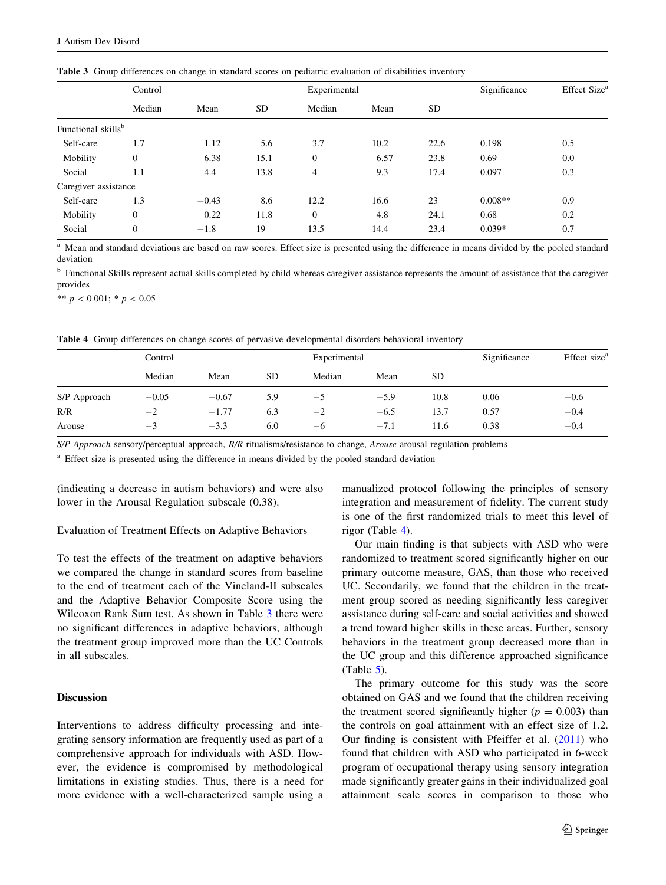**Table 3** Group differences on change in standard scores on pediatric evaluation of disabilities inventory

| | Control | | | Experimental | | | Significance | Effect Size[a] |
|---|---|---|---|---|---|---|---|---|
| | Median | Mean | SD | Median | Mean | SD | | |
| Functional skills[b] | | | | | | | | |
| Self-care | 1.7 | 1.12 | 5.6 | 3.7 | 10.2 | 22.6 | 0.198 | 0.5 |
| Mobility | 0 | 6.38 | 15.1 | 0 | 6.57 | 23.8 | 0.69 | 0.0 |
| Social | 1.1 | 4.4 | 13.8 | 4 | 9.3 | 17.4 | 0.097 | 0.3 |
| Caregiver assistance | | | | | | | | |
| Self-care | 1.3 | −0.43 | 8.6 | 12.2 | 16.6 | 23 | 0.008** | 0.9 |
| Mobility | 0 | 0.22 | 11.8 | 0 | 4.8 | 24.1 | 0.68 | 0.2 |
| Social | 0 | −1.8 | 19 | 13.5 | 14.4 | 23.4 | 0.039* | 0.7 |

[a] Mean and standard deviations are based on raw scores. Effect size is presented using the difference in means divided by the pooled standard deviation

[b] Functional Skills represent actual skills completed by child whereas caregiver assistance represents the amount of assistance that the caregiver provides

** $p < 0.001$; * $p < 0.05$

**Table 4** Group differences on change scores of pervasive developmental disorders behavioral inventory

| | Control | | | Experimental | | | Significance | Effect size[a] |
|---|---|---|---|---|---|---|---|---|
| | Median | Mean | SD | Median | Mean | SD | | |
| S/P Approach | −0.05 | −0.67 | 5.9 | −5 | −5.9 | 10.8 | 0.06 | −0.6 |
| R/R | −2 | −1.77 | 6.3 | −2 | −6.5 | 13.7 | 0.57 | −0.4 |
| Arouse | −3 | −3.3 | 6.0 | −6 | −7.1 | 11.6 | 0.38 | −0.4 |

*S/P Approach* sensory/perceptual approach, *R/R* ritualisms/resistance to change, *Arouse* arousal regulation problems

[a] Effect size is presented using the difference in means divided by the pooled standard deviation

(indicating a decrease in autism behaviors) and were also lower in the Arousal Regulation subscale (0.38).

### Evaluation of Treatment Effects on Adaptive Behaviors

To test the effects of the treatment on adaptive behaviors we compared the change in standard scores from baseline to the end of treatment each of the Vineland-II subscales and the Adaptive Behavior Composite Score using the Wilcoxon Rank Sum test. As shown in Table 3 there were no significant differences in adaptive behaviors, although the treatment group improved more than the UC Controls in all subscales.

## Discussion

Interventions to address difficulty processing and integrating sensory information are frequently used as part of a comprehensive approach for individuals with ASD. However, the evidence is compromised by methodological limitations in existing studies. Thus, there is a need for more evidence with a well-characterized sample using a manualized protocol following the principles of sensory integration and measurement of fidelity. The current study is one of the first randomized trials to meet this level of rigor (Table 4).

Our main finding is that subjects with ASD who were randomized to treatment scored significantly higher on our primary outcome measure, GAS, than those who received UC. Secondarily, we found that the children in the treatment group scored as needing significantly less caregiver assistance during self-care and social activities and showed a trend toward higher skills in these areas. Further, sensory behaviors in the treatment group decreased more than in the UC group and this difference approached significance (Table 5).

The primary outcome for this study was the score obtained on GAS and we found that the children receiving the treatment scored significantly higher ($p = 0.003$) than the controls on goal attainment with an effect size of 1.2. Our finding is consistent with Pfeiffer et al. (2011) who found that children with ASD who participated in 6-week program of occupational therapy using sensory integration made significantly greater gains in their individualized goal attainment scale scores in comparison to those who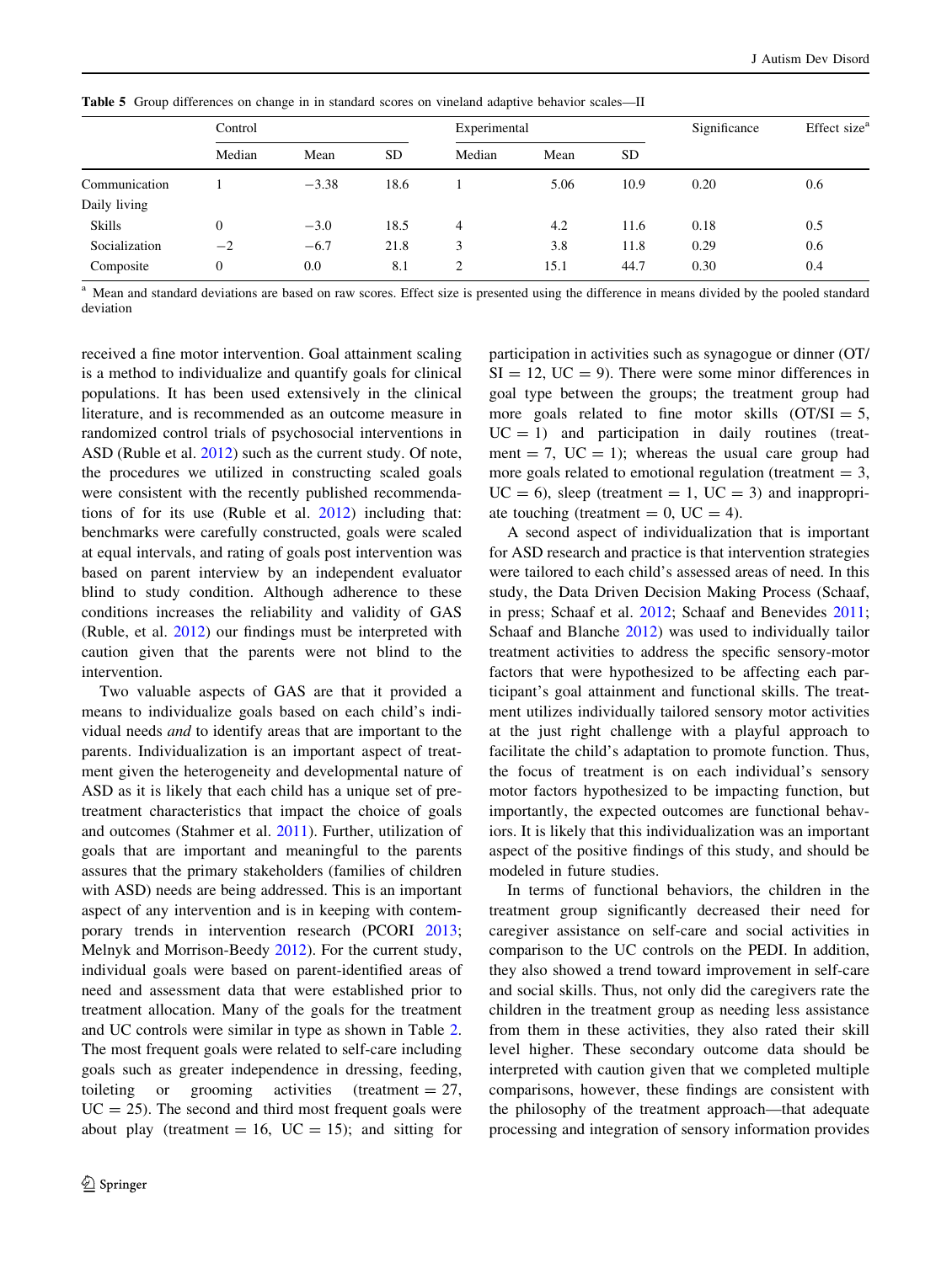**Table 5** Group differences on change in in standard scores on vineland adaptive behavior scales—II

| | Control | | | Experimental | | | Significance | Effect size[a] |
|---|---|---|---|---|---|---|---|---|
| | Median | Mean | SD | Median | Mean | SD | | |
| Communication | 1 | −3.38 | 18.6 | 1 | 5.06 | 10.9 | 0.20 | 0.6 |
| Daily living | | | | | | | | |
| Skills | 0 | −3.0 | 18.5 | 4 | 4.2 | 11.6 | 0.18 | 0.5 |
| Socialization | −2 | −6.7 | 21.8 | 3 | 3.8 | 11.8 | 0.29 | 0.6 |
| Composite | 0 | 0.0 | 8.1 | 2 | 15.1 | 44.7 | 0.30 | 0.4 |

[a] Mean and standard deviations are based on raw scores. Effect size is presented using the difference in means divided by the pooled standard deviation

received a fine motor intervention. Goal attainment scaling is a method to individualize and quantify goals for clinical populations. It has been used extensively in the clinical literature, and is recommended as an outcome measure in randomized control trials of psychosocial interventions in ASD (Ruble et al. 2012) such as the current study. Of note, the procedures we utilized in constructing scaled goals were consistent with the recently published recommendations of for its use (Ruble et al. 2012) including that: benchmarks were carefully constructed, goals were scaled at equal intervals, and rating of goals post intervention was based on parent interview by an independent evaluator blind to study condition. Although adherence to these conditions increases the reliability and validity of GAS (Ruble, et al. 2012) our findings must be interpreted with caution given that the parents were not blind to the intervention.

Two valuable aspects of GAS are that it provided a means to individualize goals based on each child's individual needs *and* to identify areas that are important to the parents. Individualization is an important aspect of treatment given the heterogeneity and developmental nature of ASD as it is likely that each child has a unique set of pretreatment characteristics that impact the choice of goals and outcomes (Stahmer et al. 2011). Further, utilization of goals that are important and meaningful to the parents assures that the primary stakeholders (families of children with ASD) needs are being addressed. This is an important aspect of any intervention and is in keeping with contemporary trends in intervention research (PCORI 2013; Melnyk and Morrison-Beedy 2012). For the current study, individual goals were based on parent-identified areas of need and assessment data that were established prior to treatment allocation. Many of the goals for the treatment and UC controls were similar in type as shown in Table 2. The most frequent goals were related to self-care including goals such as greater independence in dressing, feeding, toileting or grooming activities (treatment = 27, UC = 25). The second and third most frequent goals were about play (treatment = 16, UC = 15); and sitting for participation in activities such as synagogue or dinner (OT/SI = 12, UC = 9). There were some minor differences in goal type between the groups; the treatment group had more goals related to fine motor skills (OT/SI = 5, UC = 1) and participation in daily routines (treatment = 7, UC = 1); whereas the usual care group had more goals related to emotional regulation (treatment = 3, UC = 6), sleep (treatment = 1, UC = 3) and inappropriate touching (treatment = 0, UC = 4).

A second aspect of individualization that is important for ASD research and practice is that intervention strategies were tailored to each child's assessed areas of need. In this study, the Data Driven Decision Making Process (Schaaf, in press; Schaaf et al. 2012; Schaaf and Benevides 2011; Schaaf and Blanche 2012) was used to individually tailor treatment activities to address the specific sensory-motor factors that were hypothesized to be affecting each participant's goal attainment and functional skills. The treatment utilizes individually tailored sensory motor activities at the just right challenge with a playful approach to facilitate the child's adaptation to promote function. Thus, the focus of treatment is on each individual's sensory motor factors hypothesized to be impacting function, but importantly, the expected outcomes are functional behaviors. It is likely that this individualization was an important aspect of the positive findings of this study, and should be modeled in future studies.

In terms of functional behaviors, the children in the treatment group significantly decreased their need for caregiver assistance on self-care and social activities in comparison to the UC controls on the PEDI. In addition, they also showed a trend toward improvement in self-care and social skills. Thus, not only did the caregivers rate the children in the treatment group as needing less assistance from them in these activities, they also rated their skill level higher. These secondary outcome data should be interpreted with caution given that we completed multiple comparisons, however, these findings are consistent with the philosophy of the treatment approach—that adequate processing and integration of sensory information provides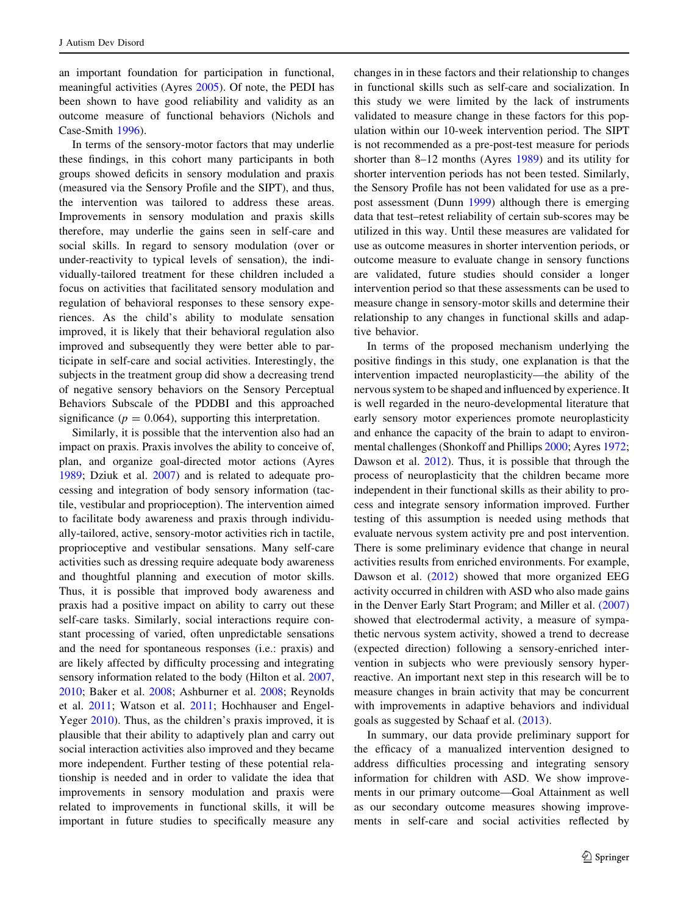an important foundation for participation in functional, meaningful activities (Ayres 2005). Of note, the PEDI has been shown to have good reliability and validity as an outcome measure of functional behaviors (Nichols and Case-Smith 1996).

In terms of the sensory-motor factors that may underlie these findings, in this cohort many participants in both groups showed deficits in sensory modulation and praxis (measured via the Sensory Profile and the SIPT), and thus, the intervention was tailored to address these areas. Improvements in sensory modulation and praxis skills therefore, may underlie the gains seen in self-care and social skills. In regard to sensory modulation (over or under-reactivity to typical levels of sensation), the individually-tailored treatment for these children included a focus on activities that facilitated sensory modulation and regulation of behavioral responses to these sensory experiences. As the child's ability to modulate sensation improved, it is likely that their behavioral regulation also improved and subsequently they were better able to participate in self-care and social activities. Interestingly, the subjects in the treatment group did show a decreasing trend of negative sensory behaviors on the Sensory Perceptual Behaviors Subscale of the PDDBI and this approached significance ($p = 0.064$), supporting this interpretation.

Similarly, it is possible that the intervention also had an impact on praxis. Praxis involves the ability to conceive of, plan, and organize goal-directed motor actions (Ayres 1989; Dziuk et al. 2007) and is related to adequate processing and integration of body sensory information (tactile, vestibular and proprioception). The intervention aimed to facilitate body awareness and praxis through individually-tailored, active, sensory-motor activities rich in tactile, proprioceptive and vestibular sensations. Many self-care activities such as dressing require adequate body awareness and thoughtful planning and execution of motor skills. Thus, it is possible that improved body awareness and praxis had a positive impact on ability to carry out these self-care tasks. Similarly, social interactions require constant processing of varied, often unpredictable sensations and the need for spontaneous responses (i.e.: praxis) and are likely affected by difficulty processing and integrating sensory information related to the body (Hilton et al. 2007, 2010; Baker et al. 2008; Ashburner et al. 2008; Reynolds et al. 2011; Watson et al. 2011; Hochhauser and Engel-Yeger 2010). Thus, as the children's praxis improved, it is plausible that their ability to adaptively plan and carry out social interaction activities also improved and they became more independent. Further testing of these potential relationship is needed and in order to validate the idea that improvements in sensory modulation and praxis were related to improvements in functional skills, it will be important in future studies to specifically measure any changes in in these factors and their relationship to changes in functional skills such as self-care and socialization. In this study we were limited by the lack of instruments validated to measure change in these factors for this population within our 10-week intervention period. The SIPT is not recommended as a pre-post-test measure for periods shorter than 8–12 months (Ayres 1989) and its utility for shorter intervention periods has not been tested. Similarly, the Sensory Profile has not been validated for use as a pre-post assessment (Dunn 1999) although there is emerging data that test–retest reliability of certain sub-scores may be utilized in this way. Until these measures are validated for use as outcome measures in shorter intervention periods, or outcome measure to evaluate change in sensory functions are validated, future studies should consider a longer intervention period so that these assessments can be used to measure change in sensory-motor skills and determine their relationship to any changes in functional skills and adaptive behavior.

In terms of the proposed mechanism underlying the positive findings in this study, one explanation is that the intervention impacted neuroplasticity—the ability of the nervous system to be shaped and influenced by experience. It is well regarded in the neuro-developmental literature that early sensory motor experiences promote neuroplasticity and enhance the capacity of the brain to adapt to environmental challenges (Shonkoff and Phillips 2000; Ayres 1972; Dawson et al. 2012). Thus, it is possible that through the process of neuroplasticity that the children became more independent in their functional skills as their ability to process and integrate sensory information improved. Further testing of this assumption is needed using methods that evaluate nervous system activity pre and post intervention. There is some preliminary evidence that change in neural activities results from enriched environments. For example, Dawson et al. (2012) showed that more organized EEG activity occurred in children with ASD who also made gains in the Denver Early Start Program; and Miller et al. (2007) showed that electrodermal activity, a measure of sympathetic nervous system activity, showed a trend to decrease (expected direction) following a sensory-enriched intervention in subjects who were previously sensory hyper-reactive. An important next step in this research will be to measure changes in brain activity that may be concurrent with improvements in adaptive behaviors and individual goals as suggested by Schaaf et al. (2013).

In summary, our data provide preliminary support for the efficacy of a manualized intervention designed to address difficulties processing and integrating sensory information for children with ASD. We show improvements in our primary outcome—Goal Attainment as well as our secondary outcome measures showing improvements in self-care and social activities reflected by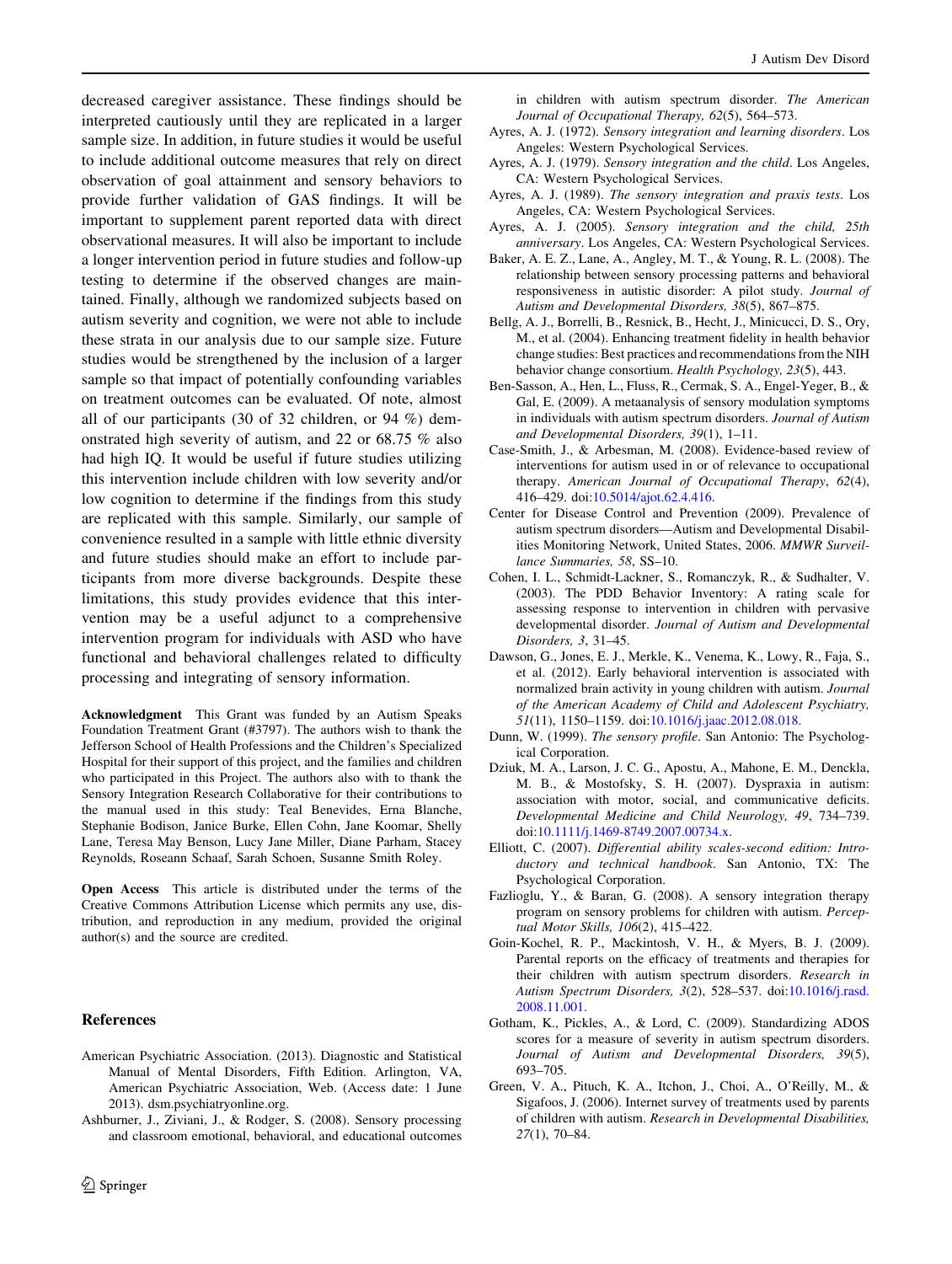decreased caregiver assistance. These findings should be interpreted cautiously until they are replicated in a larger sample size. In addition, in future studies it would be useful to include additional outcome measures that rely on direct observation of goal attainment and sensory behaviors to provide further validation of GAS findings. It will be important to supplement parent reported data with direct observational measures. It will also be important to include a longer intervention period in future studies and follow-up testing to determine if the observed changes are maintained. Finally, although we randomized subjects based on autism severity and cognition, we were not able to include these strata in our analysis due to our sample size. Future studies would be strengthened by the inclusion of a larger sample so that impact of potentially confounding variables on treatment outcomes can be evaluated. Of note, almost all of our participants (30 of 32 children, or 94 %) demonstrated high severity of autism, and 22 or 68.75 % also had high IQ. It would be useful if future studies utilizing this intervention include children with low severity and/or low cognition to determine if the findings from this study are replicated with this sample. Similarly, our sample of convenience resulted in a sample with little ethnic diversity and future studies should make an effort to include participants from more diverse backgrounds. Despite these limitations, this study provides evidence that this intervention may be a useful adjunct to a comprehensive intervention program for individuals with ASD who have functional and behavioral challenges related to difficulty processing and integrating of sensory information.

**Acknowledgment** This Grant was funded by an Autism Speaks Foundation Treatment Grant (#3797). The authors wish to thank the Jefferson School of Health Professions and the Children's Specialized Hospital for their support of this project, and the families and children who participated in this Project. The authors also with to thank the Sensory Integration Research Collaborative for their contributions to the manual used in this study: Teal Benevides, Erna Blanche, Stephanie Bodison, Janice Burke, Ellen Cohn, Jane Koomar, Shelly Lane, Teresa May Benson, Lucy Jane Miller, Diane Parham, Stacey Reynolds, Roseann Schaaf, Sarah Schoen, Susanne Smith Roley.

**Open Access** This article is distributed under the terms of the Creative Commons Attribution License which permits any use, distribution, and reproduction in any medium, provided the original author(s) and the source are credited.

## References

American Psychiatric Association. (2013). Diagnostic and Statistical Manual of Mental Disorders, Fifth Edition. Arlington, VA, American Psychiatric Association, Web. (Access date: 1 June 2013). dsm.psychiatryonline.org.

Ashburner, J., Ziviani, J., & Rodger, S. (2008). Sensory processing and classroom emotional, behavioral, and educational outcomes in children with autism spectrum disorder. *The American Journal of Occupational Therapy, 62*(5), 564–573.

Ayres, A. J. (1972). *Sensory integration and learning disorders*. Los Angeles: Western Psychological Services.

Ayres, A. J. (1979). *Sensory integration and the child*. Los Angeles, CA: Western Psychological Services.

Ayres, A. J. (1989). *The sensory integration and praxis tests*. Los Angeles, CA: Western Psychological Services.

Ayres, A. J. (2005). *Sensory integration and the child, 25th anniversary*. Los Angeles, CA: Western Psychological Services.

Baker, A. E. Z., Lane, A., Angley, M. T., & Young, R. L. (2008). The relationship between sensory processing patterns and behavioral responsiveness in autistic disorder: A pilot study. *Journal of Autism and Developmental Disorders, 38*(5), 867–875.

Bellg, A. J., Borrelli, B., Resnick, B., Hecht, J., Minicucci, D. S., Ory, M., et al. (2004). Enhancing treatment fidelity in health behavior change studies: Best practices and recommendations from the NIH behavior change consortium. *Health Psychology, 23*(5), 443.

Ben-Sasson, A., Hen, L., Fluss, R., Cermak, S. A., Engel-Yeger, B., & Gal, E. (2009). A metaanalysis of sensory modulation symptoms in individuals with autism spectrum disorders. *Journal of Autism and Developmental Disorders, 39*(1), 1–11.

Case-Smith, J., & Arbesman, M. (2008). Evidence-based review of interventions for autism used in or of relevance to occupational therapy. *American Journal of Occupational Therapy, 62*(4), 416–429. doi:10.5014/ajot.62.4.416.

Center for Disease Control and Prevention (2009). Prevalence of autism spectrum disorders—Autism and Developmental Disabilities Monitoring Network, United States, 2006. *MMWR Surveillance Summaries, 58*, SS–10.

Cohen, I. L., Schmidt-Lackner, S., Romanczyk, R., & Sudhalter, V. (2003). The PDD Behavior Inventory: A rating scale for assessing response to intervention in children with pervasive developmental disorder. *Journal of Autism and Developmental Disorders, 3*, 31–45.

Dawson, G., Jones, E. J., Merkle, K., Venema, K., Lowy, R., Faja, S., et al. (2012). Early behavioral intervention is associated with normalized brain activity in young children with autism. *Journal of the American Academy of Child and Adolescent Psychiatry, 51*(11), 1150–1159. doi:10.1016/j.jaac.2012.08.018.

Dunn, W. (1999). *The sensory profile*. San Antonio: The Psychological Corporation.

Dziuk, M. A., Larson, J. C. G., Apostu, A., Mahone, E. M., Denckla, M. B., & Mostofsky, S. H. (2007). Dyspraxia in autism: association with motor, social, and communicative deficits. *Developmental Medicine and Child Neurology, 49*, 734–739. doi:10.1111/j.1469-8749.2007.00734.x.

Elliott, C. (2007). *Differential ability scales-second edition: Introductory and technical handbook*. San Antonio, TX: The Psychological Corporation.

Fazlioglu, Y., & Baran, G. (2008). A sensory integration therapy program on sensory problems for children with autism. *Perceptual Motor Skills, 106*(2), 415–422.

Goin-Kochel, R. P., Mackintosh, V. H., & Myers, B. J. (2009). Parental reports on the efficacy of treatments and therapies for their children with autism spectrum disorders. *Research in Autism Spectrum Disorders, 3*(2), 528–537. doi:10.1016/j.rasd.2008.11.001.

Gotham, K., Pickles, A., & Lord, C. (2009). Standardizing ADOS scores for a measure of severity in autism spectrum disorders. *Journal of Autism and Developmental Disorders, 39*(5), 693–705.

Green, V. A., Pituch, K. A., Itchon, J., Choi, A., O'Reilly, M., & Sigafoos, J. (2006). Internet survey of treatments used by parents of children with autism. *Research in Developmental Disabilities, 27*(1), 70–84.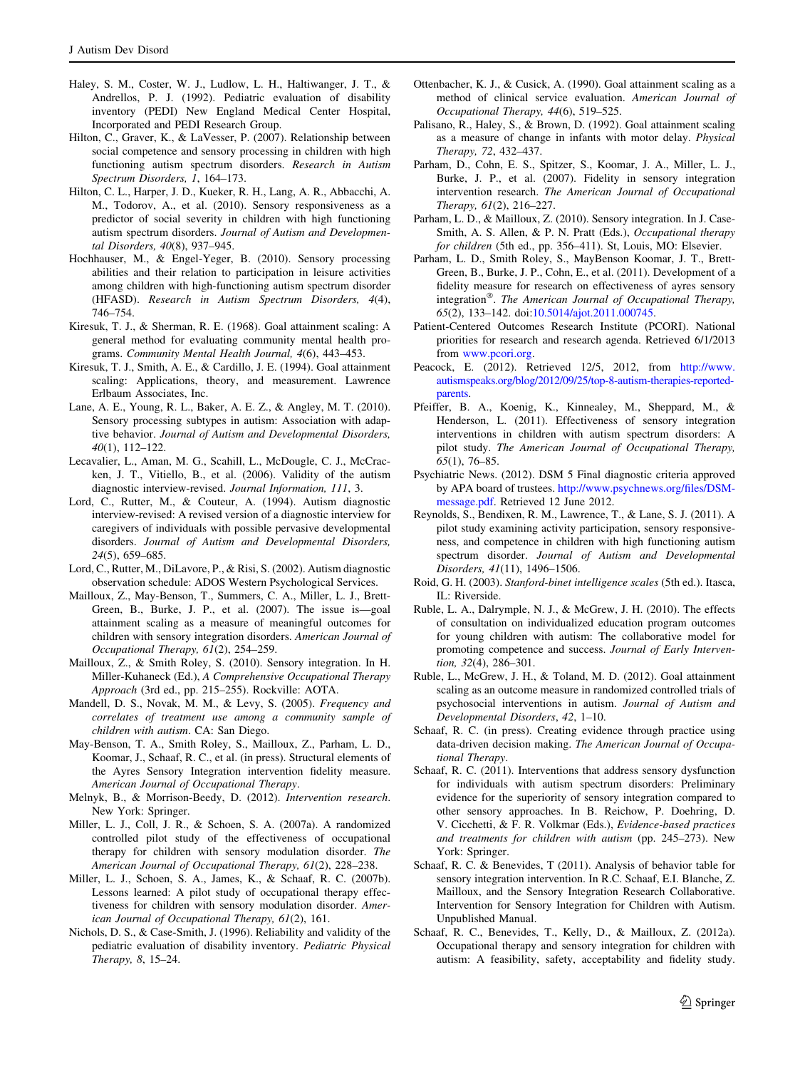Haley, S. M., Coster, W. J., Ludlow, L. H., Haltiwanger, J. T., & Andrellos, P. J. (1992). Pediatric evaluation of disability inventory (PEDI) New England Medical Center Hospital, Incorporated and PEDI Research Group.

Hilton, C., Graver, K., & LaVesser, P. (2007). Relationship between social competence and sensory processing in children with high functioning autism spectrum disorders. *Research in Autism Spectrum Disorders, 1*, 164–173.

Hilton, C. L., Harper, J. D., Kueker, R. H., Lang, A. R., Abbacchi, A. M., Todorov, A., et al. (2010). Sensory responsiveness as a predictor of social severity in children with high functioning autism spectrum disorders. *Journal of Autism and Developmental Disorders, 40*(8), 937–945.

Hochhauser, M., & Engel-Yeger, B. (2010). Sensory processing abilities and their relation to participation in leisure activities among children with high-functioning autism spectrum disorder (HFASD). *Research in Autism Spectrum Disorders, 4*(4), 746–754.

Kiresuk, T. J., & Sherman, R. E. (1968). Goal attainment scaling: A general method for evaluating community mental health programs. *Community Mental Health Journal, 4*(6), 443–453.

Kiresuk, T. J., Smith, A. E., & Cardillo, J. E. (1994). Goal attainment scaling: Applications, theory, and measurement. Lawrence Erlbaum Associates, Inc.

Lane, A. E., Young, R. L., Baker, A. E. Z., & Angley, M. T. (2010). Sensory processing subtypes in autism: Association with adaptive behavior. *Journal of Autism and Developmental Disorders, 40*(1), 112–122.

Lecavalier, L., Aman, M. G., Scahill, L., McDougle, C. J., McCracken, J. T., Vitiello, B., et al. (2006). Validity of the autism diagnostic interview-revised. *Journal Information, 111*, 3.

Lord, C., Rutter, M., & Couteur, A. (1994). Autism diagnostic interview-revised: A revised version of a diagnostic interview for caregivers of individuals with possible pervasive developmental disorders. *Journal of Autism and Developmental Disorders, 24*(5), 659–685.

Lord, C., Rutter, M., DiLavore, P., & Risi, S. (2002). Autism diagnostic observation schedule: ADOS Western Psychological Services.

Mailloux, Z., May-Benson, T., Summers, C. A., Miller, L. J., Brett-Green, B., Burke, J. P., et al. (2007). The issue is—goal attainment scaling as a measure of meaningful outcomes for children with sensory integration disorders. *American Journal of Occupational Therapy, 61*(2), 254–259.

Mailloux, Z., & Smith Roley, S. (2010). Sensory integration. In H. Miller-Kuhaneck (Ed.), *A Comprehensive Occupational Therapy Approach* (3rd ed., pp. 215–255). Rockville: AOTA.

Mandell, D. S., Novak, M. M., & Levy, S. (2005). *Frequency and correlates of treatment use among a community sample of children with autism*. CA: San Diego.

May-Benson, T. A., Smith Roley, S., Mailloux, Z., Parham, L. D., Koomar, J., Schaaf, R. C., et al. (in press). Structural elements of the Ayres Sensory Integration intervention fidelity measure. *American Journal of Occupational Therapy*.

Melnyk, B., & Morrison-Beedy, D. (2012). *Intervention research*. New York: Springer.

Miller, L. J., Coll, J. R., & Schoen, S. A. (2007a). A randomized controlled pilot study of the effectiveness of occupational therapy for children with sensory modulation disorder. *The American Journal of Occupational Therapy, 61*(2), 228–238.

Miller, L. J., Schoen, S. A., James, K., & Schaaf, R. C. (2007b). Lessons learned: A pilot study of occupational therapy effectiveness for children with sensory modulation disorder. *American Journal of Occupational Therapy, 61*(2), 161.

Nichols, D. S., & Case-Smith, J. (1996). Reliability and validity of the pediatric evaluation of disability inventory. *Pediatric Physical Therapy, 8*, 15–24.

Ottenbacher, K. J., & Cusick, A. (1990). Goal attainment scaling as a method of clinical service evaluation. *American Journal of Occupational Therapy, 44*(6), 519–525.

Palisano, R., Haley, S., & Brown, D. (1992). Goal attainment scaling as a measure of change in infants with motor delay. *Physical Therapy, 72*, 432–437.

Parham, D., Cohn, E. S., Spitzer, S., Koomar, J. A., Miller, L. J., Burke, J. P., et al. (2007). Fidelity in sensory integration intervention research. *The American Journal of Occupational Therapy, 61*(2), 216–227.

Parham, L. D., & Mailloux, Z. (2010). Sensory integration. In J. Case-Smith, A. S. Allen, & P. N. Pratt (Eds.), *Occupational therapy for children* (5th ed., pp. 356–411). St, Louis, MO: Elsevier.

Parham, L. D., Smith Roley, S., MayBenson Koomar, J. T., Brett-Green, B., Burke, J. P., Cohn, E., et al. (2011). Development of a fidelity measure for research on effectiveness of ayres sensory integration®. *The American Journal of Occupational Therapy, 65*(2), 133–142. doi:10.5014/ajot.2011.000745.

Patient-Centered Outcomes Research Institute (PCORI). National priorities for research and research agenda. Retrieved 6/1/2013 from www.pcori.org.

Peacock, E. (2012). Retrieved 12/5, 2012, from http://www.autismspeaks.org/blog/2012/09/25/top-8-autism-therapies-reported-parents.

Pfeiffer, B. A., Koenig, K., Kinnealey, M., Sheppard, M., & Henderson, L. (2011). Effectiveness of sensory integration interventions in children with autism spectrum disorders: A pilot study. *The American Journal of Occupational Therapy, 65*(1), 76–85.

Psychiatric News. (2012). DSM 5 Final diagnostic criteria approved by APA board of trustees. http://www.psychnews.org/files/DSM-message.pdf. Retrieved 12 June 2012.

Reynolds, S., Bendixen, R. M., Lawrence, T., & Lane, S. J. (2011). A pilot study examining activity participation, sensory responsiveness, and competence in children with high functioning autism spectrum disorder. *Journal of Autism and Developmental Disorders, 41*(11), 1496–1506.

Roid, G. H. (2003). *Stanford-binet intelligence scales* (5th ed.). Itasca, IL: Riverside.

Ruble, L. A., Dalrymple, N. J., & McGrew, J. H. (2010). The effects of consultation on individualized education program outcomes for young children with autism: The collaborative model for promoting competence and success. *Journal of Early Intervention, 32*(4), 286–301.

Ruble, L., McGrew, J. H., & Toland, M. D. (2012). Goal attainment scaling as an outcome measure in randomized controlled trials of psychosocial interventions in autism. *Journal of Autism and Developmental Disorders*, *42*, 1–10.

Schaaf, R. C. (in press). Creating evidence through practice using data-driven decision making. *The American Journal of Occupational Therapy*.

Schaaf, R. C. (2011). Interventions that address sensory dysfunction for individuals with autism spectrum disorders: Preliminary evidence for the superiority of sensory integration compared to other sensory approaches. In B. Reichow, P. Doehring, D. V. Cicchetti, & F. R. Volkmar (Eds.), *Evidence-based practices and treatments for children with autism* (pp. 245–273). New York: Springer.

Schaaf, R. C. & Benevides, T (2011). Analysis of behavior table for sensory integration intervention. In R.C. Schaaf, E.I. Blanche, Z. Mailloux, and the Sensory Integration Research Collaborative. Intervention for Sensory Integration for Children with Autism. Unpublished Manual.

Schaaf, R. C., Benevides, T., Kelly, D., & Mailloux, Z. (2012a). Occupational therapy and sensory integration for children with autism: A feasibility, safety, acceptability and fidelity study.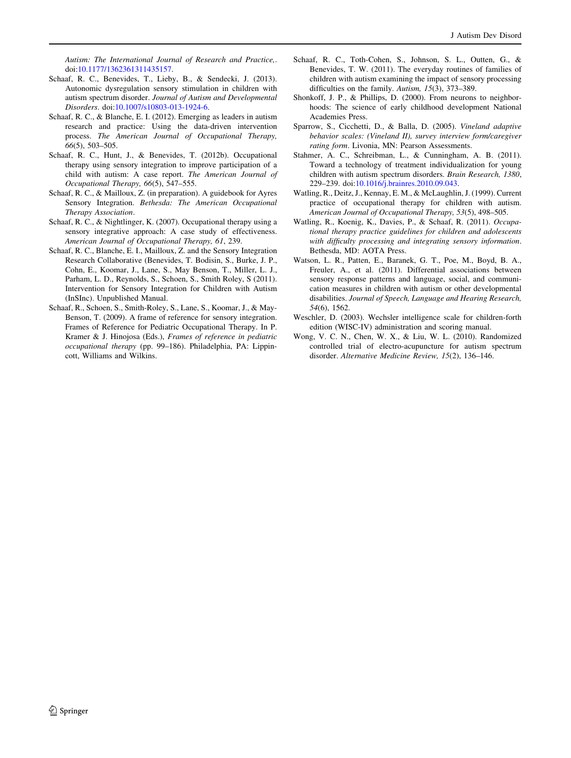*Autism: The International Journal of Research and Practice,*. doi:10.1177/1362361311435157.

Schaaf, R. C., Benevides, T., Lieby, B., & Sendecki, J. (2013). Autonomic dysregulation sensory stimulation in children with autism spectrum disorder. *Journal of Autism and Developmental Disorders*. doi:10.1007/s10803-013-1924-6.

Schaaf, R. C., & Blanche, E. I. (2012). Emerging as leaders in autism research and practice: Using the data-driven intervention process. *The American Journal of Occupational Therapy, 66*(5), 503–505.

Schaaf, R. C., Hunt, J., & Benevides, T. (2012b). Occupational therapy using sensory integration to improve participation of a child with autism: A case report. *The American Journal of Occupational Therapy, 66*(5), 547–555.

Schaaf, R. C., & Mailloux, Z. (in preparation). A guidebook for Ayres Sensory Integration. *Bethesda: The American Occupational Therapy Association*.

Schaaf, R. C., & Nightlinger, K. (2007). Occupational therapy using a sensory integrative approach: A case study of effectiveness. *American Journal of Occupational Therapy, 61*, 239.

Schaaf, R. C., Blanche, E. I., Mailloux, Z. and the Sensory Integration Research Collaborative (Benevides, T. Bodisin, S., Burke, J. P., Cohn, E., Koomar, J., Lane, S., May Benson, T., Miller, L. J., Parham, L. D., Reynolds, S., Schoen, S., Smith Roley, S (2011). Intervention for Sensory Integration for Children with Autism (InSInc). Unpublished Manual.

Schaaf, R., Schoen, S., Smith-Roley, S., Lane, S., Koomar, J., & May-Benson, T. (2009). A frame of reference for sensory integration. Frames of Reference for Pediatric Occupational Therapy. In P. Kramer & J. Hinojosa (Eds.), *Frames of reference in pediatric occupational therapy* (pp. 99–186). Philadelphia, PA: Lippincott, Williams and Wilkins.

Schaaf, R. C., Toth-Cohen, S., Johnson, S. L., Outten, G., & Benevides, T. W. (2011). The everyday routines of families of children with autism examining the impact of sensory processing difficulties on the family. *Autism, 15*(3), 373–389.

Shonkoff, J. P., & Phillips, D. (2000). From neurons to neighborhoods: The science of early childhood development National Academies Press.

Sparrow, S., Cicchetti, D., & Balla, D. (2005). *Vineland adaptive behavior scales: (Vineland II), survey interview form/caregiver rating form*. Livonia, MN: Pearson Assessments.

Stahmer, A. C., Schreibman, L., & Cunningham, A. B. (2011). Toward a technology of treatment individualization for young children with autism spectrum disorders. *Brain Research, 1380*, 229–239. doi:10.1016/j.brainres.2010.09.043.

Watling, R., Deitz, J., Kennay, E. M., & McLaughlin, J. (1999). Current practice of occupational therapy for children with autism. *American Journal of Occupational Therapy, 53*(5), 498–505.

Watling, R., Koenig, K., Davies, P., & Schaaf, R. (2011). *Occupational therapy practice guidelines for children and adolescents with difficulty processing and integrating sensory information*. Bethesda, MD: AOTA Press.

Watson, L. R., Patten, E., Baranek, G. T., Poe, M., Boyd, B. A., Freuler, A., et al. (2011). Differential associations between sensory response patterns and language, social, and communication measures in children with autism or other developmental disabilities. *Journal of Speech, Language and Hearing Research, 54*(6), 1562.

Weschler, D. (2003). Wechsler intelligence scale for children-forth edition (WISC-IV) administration and scoring manual.

Wong, V. C. N., Chen, W. X., & Liu, W. L. (2010). Randomized controlled trial of electro-acupuncture for autism spectrum disorder. *Alternative Medicine Review, 15*(2), 136–146.